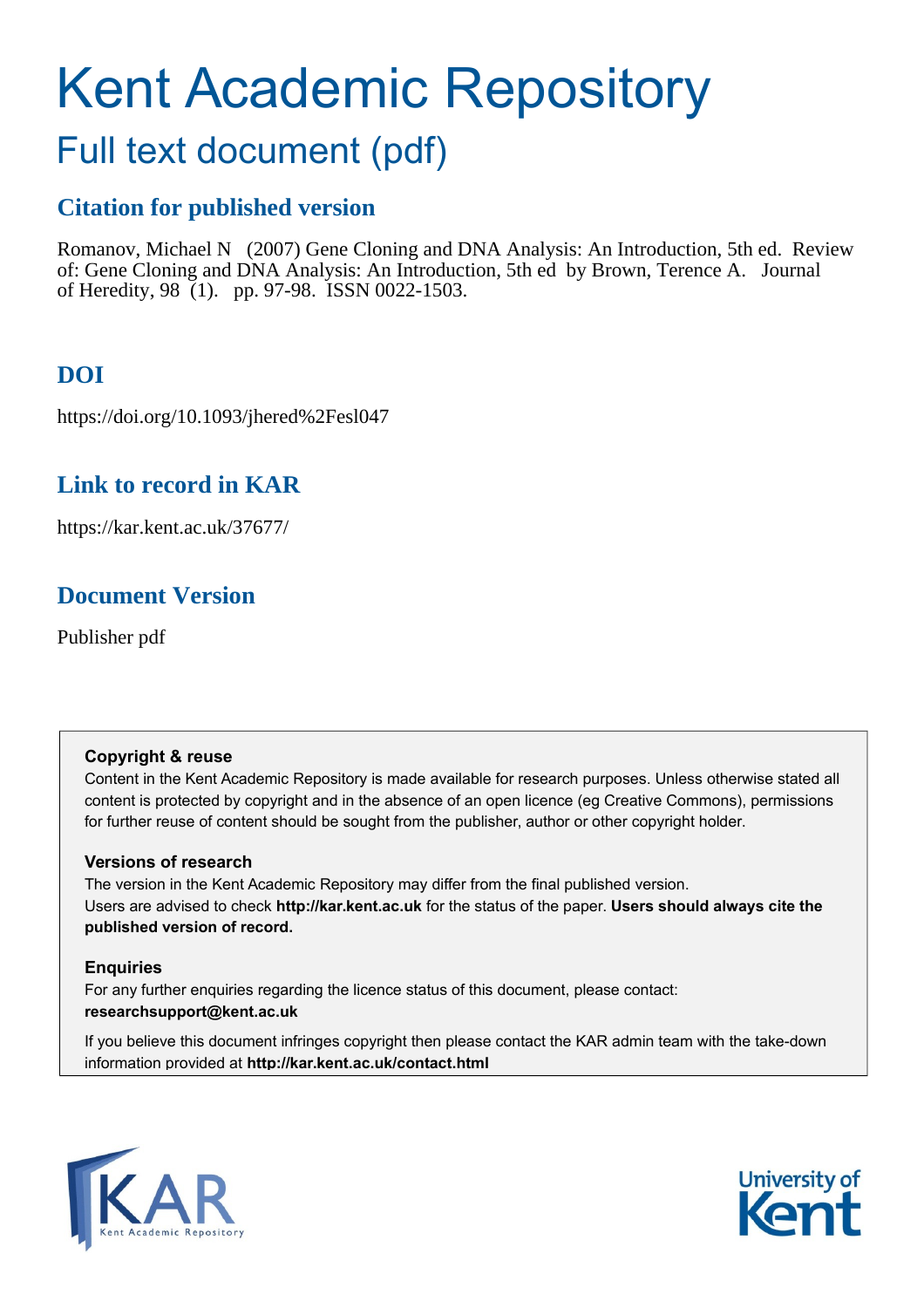# Kent Academic Repository

## Full text document (pdf)

### Citation for published version

Romanov, Michael N (2007) Gene Cloning and DNA Analysis: An Introduction, 5th ed. Review of: Gene Cloning and DNA Analysis: An Introduction, 5th ed by Brown, Terence A. Journal of Heredity, 98 (1). pp. 97-98. ISSN 0022-1503.

### DOI

https://doi.org/10.1093/jhered%2Fesl047

### Link to record in KAR

https://kar.kent.ac.uk/37677/

### Document Version

Publisher pdf

**Copyright & reuse**

Content in the Kent Academic Repository is made available for research purposes. Unless otherwise stated all content is protected by copyright and in the absence of an open licence (eg Creative Commons), permissions for further reuse of content should be sought from the publisher, author or other copyright holder.

**Versions of research**

The version in the Kent Academic Repository may differ from the final published version. Users are advised to check **http://kar.kent.ac.uk** for the status of the paper. **Users should always cite the published version of record.**

**Enquiries**

For any further enquiries regarding the licence status of this document, please contact: **researchsupport@kent.ac.uk**

If you believe this document infringes copyright then please contact the KAR admin team with the take-down information provided at **http://kar.kent.ac.uk/contact.html**

KAR Kent Academic Repository

University of Kent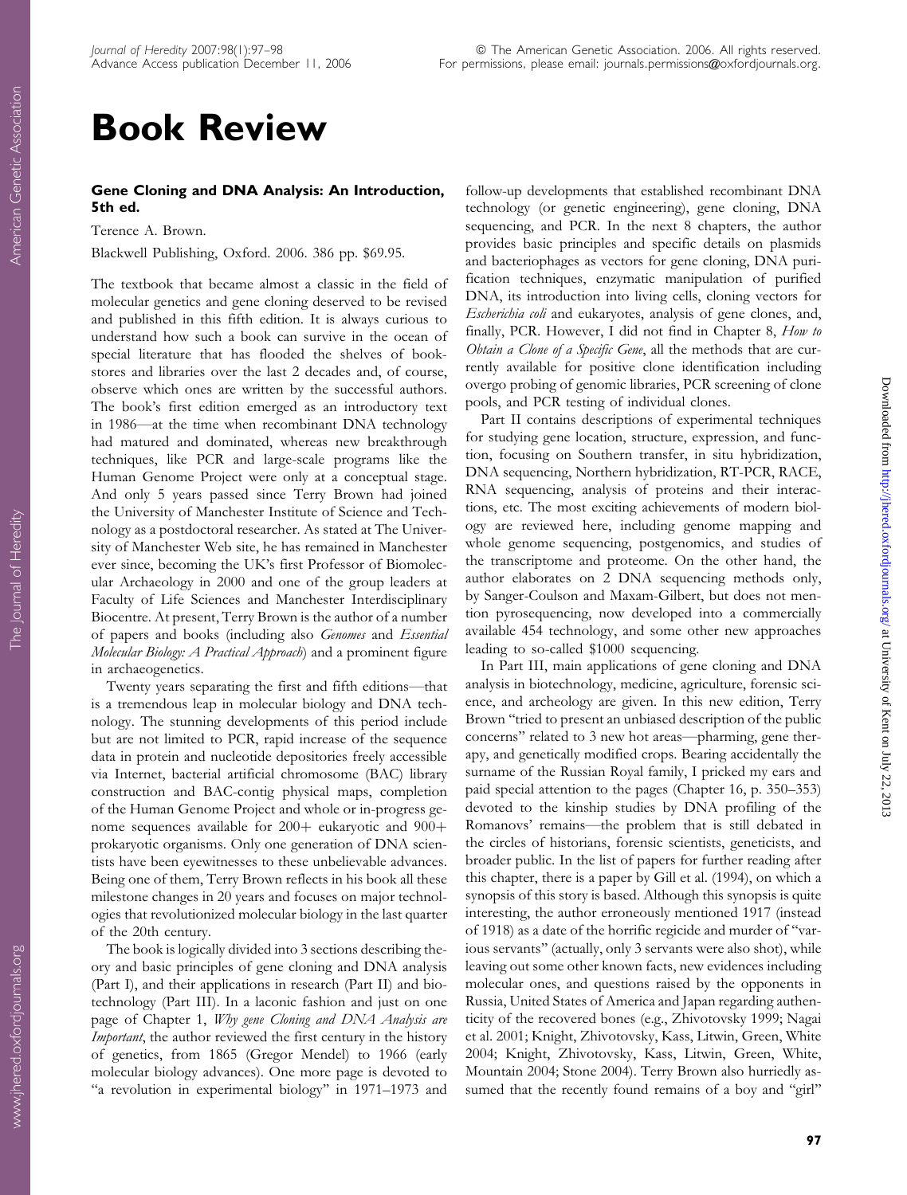// The page's vertical side banners ("American Genetic Association", "The Journal of Heredity", "Downloaded from ...") are omitted as running page furniture.
# Book Review

### Gene Cloning and DNA Analysis: An Introduction, 5th ed.

Terence A. Brown.

Blackwell Publishing, Oxford. 2006. 386 pp. $69.95.

The textbook that became almost a classic in the field of molecular genetics and gene cloning deserved to be revised and published in this fifth edition. It is always curious to understand how such a book can survive in the ocean of special literature that has flooded the shelves of bookstores and libraries over the last 2 decades and, of course, observe which ones are written by the successful authors. The book's first edition emerged as an introductory text in 1986—at the time when recombinant DNA technology had matured and dominated, whereas new breakthrough techniques, like PCR and large-scale programs like the Human Genome Project were only at a conceptual stage. And only 5 years passed since Terry Brown had joined the University of Manchester Institute of Science and Technology as a postdoctoral researcher. As stated at The University of Manchester Web site, he has remained in Manchester ever since, becoming the UK's first Professor of Biomolecular Archaeology in 2000 and one of the group leaders at Faculty of Life Sciences and Manchester Interdisciplinary Biocentre. At present, Terry Brown is the author of a number of papers and books (including also *Genomes* and *Essential Molecular Biology: A Practical Approach*) and a prominent figure in archaeogenetics.

Twenty years separating the first and fifth editions—that is a tremendous leap in molecular biology and DNA technology. The stunning developments of this period include but are not limited to PCR, rapid increase of the sequence data in protein and nucleotide depositories freely accessible via Internet, bacterial artificial chromosome (BAC) library construction and BAC-contig physical maps, completion of the Human Genome Project and whole or in-progress genome sequences available for 200+ eukaryotic and 900+ prokaryotic organisms. Only one generation of DNA scientists have been eyewitnesses to these unbelievable advances. Being one of them, Terry Brown reflects in his book all these milestone changes in 20 years and focuses on major technologies that revolutionized molecular biology in the last quarter of the 20th century.

The book is logically divided into 3 sections describing theory and basic principles of gene cloning and DNA analysis (Part I), and their applications in research (Part II) and biotechnology (Part III). In a laconic fashion and just on one page of Chapter 1, *Why gene Cloning and DNA Analysis are Important*, the author reviewed the first century in the history of genetics, from 1865 (Gregor Mendel) to 1966 (early molecular biology advances). One more page is devoted to "a revolution in experimental biology" in 1971–1973 and follow-up developments that established recombinant DNA technology (or genetic engineering), gene cloning, DNA sequencing, and PCR. In the next 8 chapters, the author provides basic principles and specific details on plasmids and bacteriophages as vectors for gene cloning, DNA purification techniques, enzymatic manipulation of purified DNA, its introduction into living cells, cloning vectors for *Escherichia coli* and eukaryotes, analysis of gene clones, and, finally, PCR. However, I did not find in Chapter 8, *How to Obtain a Clone of a Specific Gene*, all the methods that are currently available for positive clone identification including overgo probing of genomic libraries, PCR screening of clone pools, and PCR testing of individual clones.

Part II contains descriptions of experimental techniques for studying gene location, structure, expression, and function, focusing on Southern transfer, in situ hybridization, DNA sequencing, Northern hybridization, RT-PCR, RACE, RNA sequencing, analysis of proteins and their interactions, etc. The most exciting achievements of modern biology are reviewed here, including genome mapping and whole genome sequencing, postgenomics, and studies of the transcriptome and proteome. On the other hand, the author elaborates on 2 DNA sequencing methods only, by Sanger-Coulson and Maxam-Gilbert, but does not mention pyrosequencing, now developed into a commercially available 454 technology, and some other new approaches leading to so-called $1000 sequencing.

In Part III, main applications of gene cloning and DNA analysis in biotechnology, medicine, agriculture, forensic science, and archeology are given. In this new edition, Terry Brown "tried to present an unbiased description of the public concerns" related to 3 new hot areas—pharming, gene therapy, and genetically modified crops. Bearing accidentally the surname of the Russian Royal family, I pricked my ears and paid special attention to the pages (Chapter 16, p. 350–353) devoted to the kinship studies by DNA profiling of the Romanovs' remains—the problem that is still debated in the circles of historians, forensic scientists, geneticists, and broader public. In the list of papers for further reading after this chapter, there is a paper by Gill et al. (1994), on which a synopsis of this story is based. Although this synopsis is quite interesting, the author erroneously mentioned 1917 (instead of 1918) as a date of the horrific regicide and murder of "various servants" (actually, only 3 servants were also shot), while leaving out some other known facts, new evidences including molecular ones, and questions raised by the opponents in Russia, United States of America and Japan regarding authenticity of the recovered bones (e.g., Zhivotovsky 1999; Nagai et al. 2001; Knight, Zhivotovsky, Kass, Litwin, Green, White 2004; Knight, Zhivotovsky, Kass, Litwin, Green, White, Mountain 2004; Stone 2004). Terry Brown also hurriedly assumed that the recently found remains of a boy and "girl"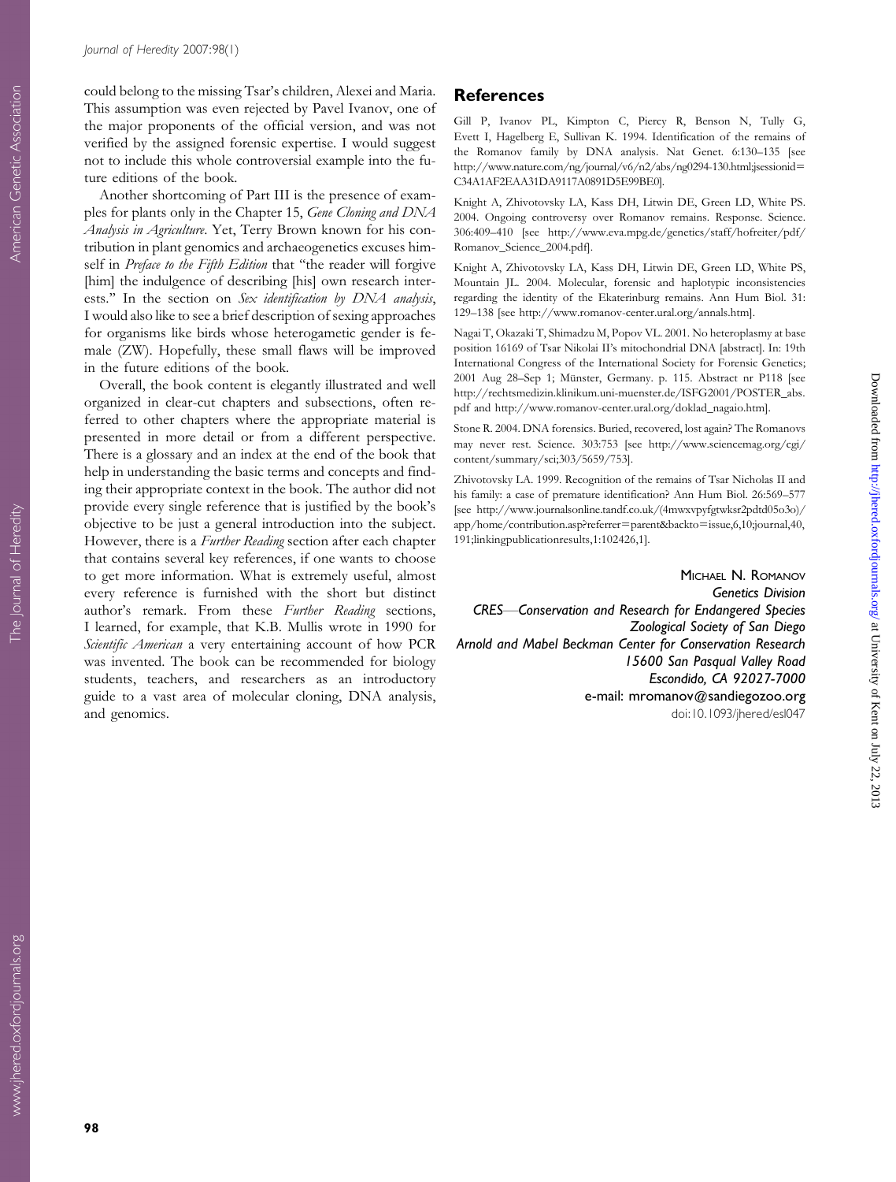could belong to the missing Tsar's children, Alexei and Maria. This assumption was even rejected by Pavel Ivanov, one of the major proponents of the official version, and was not verified by the assigned forensic expertise. I would suggest not to include this whole controversial example into the future editions of the book.

Another shortcoming of Part III is the presence of examples for plants only in the Chapter 15, *Gene Cloning and DNA Analysis in Agriculture*. Yet, Terry Brown known for his contribution in plant genomics and archaeogenetics excuses himself in *Preface to the Fifth Edition* that "the reader will forgive [him] the indulgence of describing [his] own research interests." In the section on *Sex identification by DNA analysis*, I would also like to see a brief description of sexing approaches for organisms like birds whose heterogametic gender is female (ZW). Hopefully, these small flaws will be improved in the future editions of the book.

Overall, the book content is elegantly illustrated and well organized in clear-cut chapters and subsections, often referred to other chapters where the appropriate material is presented in more detail or from a different perspective. There is a glossary and an index at the end of the book that help in understanding the basic terms and concepts and finding their appropriate context in the book. The author did not provide every single reference that is justified by the book's objective to be just a general introduction into the subject. However, there is a *Further Reading* section after each chapter that contains several key references, if one wants to choose to get more information. What is extremely useful, almost every reference is furnished with the short but distinct author's remark. From these *Further Reading* sections, I learned, for example, that K.B. Mullis wrote in 1990 for *Scientific American* a very entertaining account of how PCR was invented. The book can be recommended for biology students, teachers, and researchers as an introductory guide to a vast area of molecular cloning, DNA analysis, and genomics.

## References

Gill P, Ivanov PL, Kimpton C, Piercy R, Benson N, Tully G, Evett I, Hagelberg E, Sullivan K. 1994. Identification of the remains of the Romanov family by DNA analysis. Nat Genet. 6:130–135 [see http://www.nature.com/ng/journal/v6/n2/abs/ng0294-130.html;jsessionid=C34A1AF2EAA31DA9117A0891D5E99BE0].

Knight A, Zhivotovsky LA, Kass DH, Litwin DE, Green LD, White PS. 2004. Ongoing controversy over Romanov remains. Response. Science. 306:409–410 [see http://www.eva.mpg.de/genetics/staff/hofreiter/pdf/Romanov_Science_2004.pdf].

Knight A, Zhivotovsky LA, Kass DH, Litwin DE, Green LD, White PS, Mountain JL. 2004. Molecular, forensic and haplotypic inconsistencies regarding the identity of the Ekaterinburg remains. Ann Hum Biol. 31:129–138 [see http://www.romanov-center.ural.org/annals.htm].

Nagai T, Okazaki T, Shimadzu M, Popov VL. 2001. No heteroplasmy at base position 16169 of Tsar Nikolai II's mitochondrial DNA [abstract]. In: 19th International Congress of the International Society for Forensic Genetics; 2001 Aug 28–Sep 1; Münster, Germany. p. 115. Abstract nr P118 [see http://rechtsmedizin.klinikum.uni-muenster.de/ISFG2001/POSTER_abs.pdf and http://www.romanov-center.ural.org/doklad_nagaio.htm].

Stone R. 2004. DNA forensics. Buried, recovered, lost again? The Romanovs may never rest. Science. 303:753 [see http://www.sciencemag.org/cgi/content/summary/sci;303/5659/753].

Zhivotovsky LA. 1999. Recognition of the remains of Tsar Nicholas II and his family: a case of premature identification? Ann Hum Biol. 26:569–577 [see http://www.journalsonline.tandf.co.uk/(4mwxvpyfgtwksr2pdtd05o3o)/app/home/contribution.asp?referrer=parent&backto=issue,6,10;journal,40,191;linkingpublicationresults,1:102426,1].

Michael N. Romanov
*Genetics Division*
*CRES—Conservation and Research for Endangered Species*
*Zoological Society of San Diego*
*Arnold and Mabel Beckman Center for Conservation Research*
*15600 San Pasqual Valley Road*
*Escondido, CA 92027-7000*
e-mail: mromanov@sandiegozoo.org
doi:10.1093/jhered/esl047